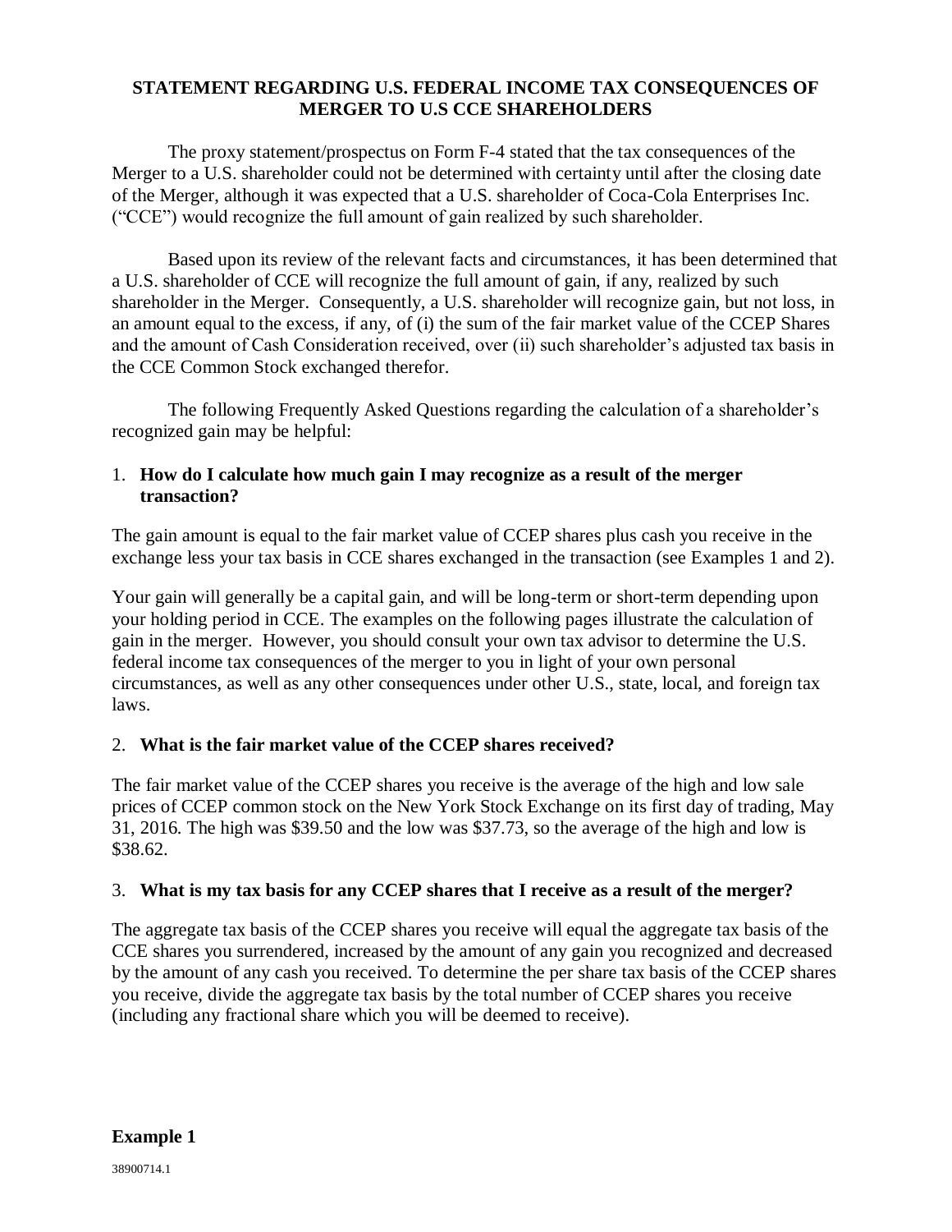# STATEMENT REGARDING U.S. FEDERAL INCOME TAX CONSEQUENCES OF MERGER TO U.S CCE SHAREHOLDERS

The proxy statement/prospectus on Form F-4 stated that the tax consequences of the Merger to a U.S. shareholder could not be determined with certainty until after the closing date of the Merger, although it was expected that a U.S. shareholder of Coca-Cola Enterprises Inc. ("CCE") would recognize the full amount of gain realized by such shareholder.

Based upon its review of the relevant facts and circumstances, it has been determined that a U.S. shareholder of CCE will recognize the full amount of gain, if any, realized by such shareholder in the Merger. Consequently, a U.S. shareholder will recognize gain, but not loss, in an amount equal to the excess, if any, of (i) the sum of the fair market value of the CCEP Shares and the amount of Cash Consideration received, over (ii) such shareholder's adjusted tax basis in the CCE Common Stock exchanged therefor.

The following Frequently Asked Questions regarding the calculation of a shareholder's recognized gain may be helpful:

1. **How do I calculate how much gain I may recognize as a result of the merger transaction?**

The gain amount is equal to the fair market value of CCEP shares plus cash you receive in the exchange less your tax basis in CCE shares exchanged in the transaction (see Examples 1 and 2).

Your gain will generally be a capital gain, and will be long-term or short-term depending upon your holding period in CCE. The examples on the following pages illustrate the calculation of gain in the merger. However, you should consult your own tax advisor to determine the U.S. federal income tax consequences of the merger to you in light of your own personal circumstances, as well as any other consequences under other U.S., state, local, and foreign tax laws.

2. **What is the fair market value of the CCEP shares received?**

The fair market value of the CCEP shares you receive is the average of the high and low sale prices of CCEP common stock on the New York Stock Exchange on its first day of trading, May 31, 2016. The high was $39.50 and the low was $37.73, so the average of the high and low is $38.62.

3. **What is my tax basis for any CCEP shares that I receive as a result of the merger?**

The aggregate tax basis of the CCEP shares you receive will equal the aggregate tax basis of the CCE shares you surrendered, increased by the amount of any gain you recognized and decreased by the amount of any cash you received. To determine the per share tax basis of the CCEP shares you receive, divide the aggregate tax basis by the total number of CCEP shares you receive (including any fractional share which you will be deemed to receive).

**Example 1**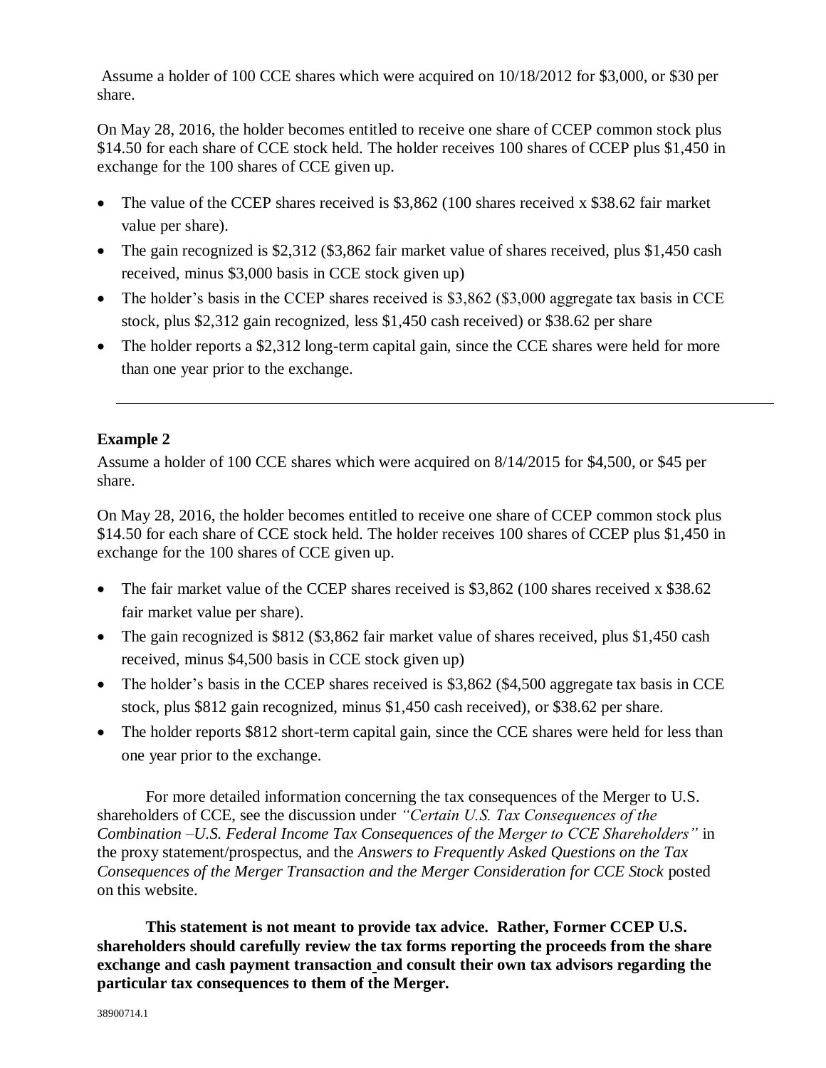Assume a holder of 100 CCE shares which were acquired on 10/18/2012 for $3,000, or $30 per share.

On May 28, 2016, the holder becomes entitled to receive one share of CCEP common stock plus $14.50 for each share of CCE stock held. The holder receives 100 shares of CCEP plus $1,450 in exchange for the 100 shares of CCE given up.

- The value of the CCEP shares received is $3,862 (100 shares received x $38.62 fair market value per share).
- The gain recognized is $2,312 ($3,862 fair market value of shares received, plus $1,450 cash received, minus $3,000 basis in CCE stock given up)
- The holder's basis in the CCEP shares received is $3,862 ($3,000 aggregate tax basis in CCE stock, plus $2,312 gain recognized, less $1,450 cash received) or $38.62 per share
- The holder reports a $2,312 long-term capital gain, since the CCE shares were held for more than one year prior to the exchange.

---

**Example 2**

Assume a holder of 100 CCE shares which were acquired on 8/14/2015 for $4,500, or $45 per share.

On May 28, 2016, the holder becomes entitled to receive one share of CCEP common stock plus $14.50 for each share of CCE stock held. The holder receives 100 shares of CCEP plus $1,450 in exchange for the 100 shares of CCE given up.

- The fair market value of the CCEP shares received is $3,862 (100 shares received x $38.62 fair market value per share).
- The gain recognized is $812 ($3,862 fair market value of shares received, plus $1,450 cash received, minus $4,500 basis in CCE stock given up)
- The holder's basis in the CCEP shares received is $3,862 ($4,500 aggregate tax basis in CCE stock, plus $812 gain recognized, minus $1,450 cash received), or $38.62 per share.
- The holder reports $812 short-term capital gain, since the CCE shares were held for less than one year prior to the exchange.

For more detailed information concerning the tax consequences of the Merger to U.S. shareholders of CCE, see the discussion under *"Certain U.S. Tax Consequences of the Combination –U.S. Federal Income Tax Consequences of the Merger to CCE Shareholders"* in the proxy statement/prospectus, and the *Answers to Frequently Asked Questions on the Tax Consequences of the Merger Transaction and the Merger Consideration for CCE Stock* posted on this website.

**This statement is not meant to provide tax advice. Rather, Former CCEP U.S. shareholders should carefully review the tax forms reporting the proceeds from the share exchange and cash payment transaction and consult their own tax advisors regarding the particular tax consequences to them of the Merger.**

38900714.1